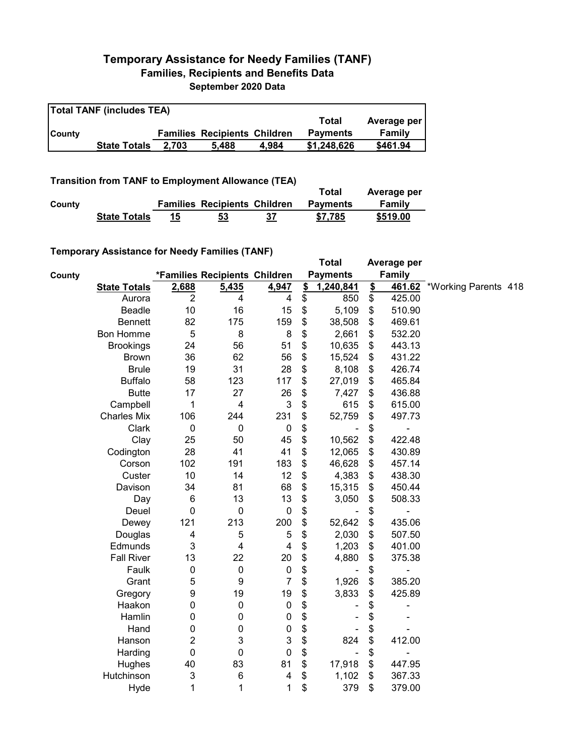# Temporary Assistance for Needy Families (TANF)

## Families, Recipients and Benefits Data

### September 2020 Data

**Total TANF (includes TEA)**

| County | | Families | Recipients | Children | Total Payments | Average per Family |
|---|---|---|---|---|---|---|
| | **State Totals** | **2,703** | **5,488** | **4,984** | **$1,248,626** | **$461.94** |

**Transition from TANF to Employment Allowance (TEA)**

| County | | Families | Recipients | Children | Total Payments | Average per Family |
|---|---|---|---|---|---|---|
| | **State Totals** | **15** | **53** | **37** | **$7,785** | **$519.00** |

**Temporary Assistance for Needy Families (TANF)**

| County | | *Families | Recipients | Children | Total Payments | Average per Family | |
|---|---|---|---|---|---|---|---|
| | **State Totals** | **2,688** | **5,435** | **4,947** | **$ 1,240,841** | **$ 461.62** | *Working Parents 418 |
| | Aurora | 2 | 4 | 4 | $ 850 | $ 425.00 | |
| | Beadle | 10 | 16 | 15 | $ 5,109 | $ 510.90 | |
| | Bennett | 82 | 175 | 159 | $ 38,508 | $ 469.61 | |
| | Bon Homme | 5 | 8 | 8 | $ 2,661 | $ 532.20 | |
| | Brookings | 24 | 56 | 51 | $ 10,635 | $ 443.13 | |
| | Brown | 36 | 62 | 56 | $ 15,524 | $ 431.22 | |
| | Brule | 19 | 31 | 28 | $ 8,108 | $ 426.74 | |
| | Buffalo | 58 | 123 | 117 | $ 27,019 | $ 465.84 | |
| | Butte | 17 | 27 | 26 | $ 7,427 | $ 436.88 | |
| | Campbell | 1 | 4 | 3 | $ 615 | $ 615.00 | |
| | Charles Mix | 106 | 244 | 231 | $ 52,759 | $ 497.73 | |
| | Clark | 0 | 0 | 0 | $ - | $ - | |
| | Clay | 25 | 50 | 45 | $ 10,562 | $ 422.48 | |
| | Codington | 28 | 41 | 41 | $ 12,065 | $ 430.89 | |
| | Corson | 102 | 191 | 183 | $ 46,628 | $ 457.14 | |
| | Custer | 10 | 14 | 12 | $ 4,383 | $ 438.30 | |
| | Davison | 34 | 81 | 68 | $ 15,315 | $ 450.44 | |
| | Day | 6 | 13 | 13 | $ 3,050 | $ 508.33 | |
| | Deuel | 0 | 0 | 0 | $ - | $ - | |
| | Dewey | 121 | 213 | 200 | $ 52,642 | $ 435.06 | |
| | Douglas | 4 | 5 | 5 | $ 2,030 | $ 507.50 | |
| | Edmunds | 3 | 4 | 4 | $ 1,203 | $ 401.00 | |
| | Fall River | 13 | 22 | 20 | $ 4,880 | $ 375.38 | |
| | Faulk | 0 | 0 | 0 | $ - | $ - | |
| | Grant | 5 | 9 | 7 | $ 1,926 | $ 385.20 | |
| | Gregory | 9 | 19 | 19 | $ 3,833 | $ 425.89 | |
| | Haakon | 0 | 0 | 0 | $ - | $ - | |
| | Hamlin | 0 | 0 | 0 | $ - | $ - | |
| | Hand | 0 | 0 | 0 | $ - | $ - | |
| | Hanson | 2 | 3 | 3 | $ 824 | $ 412.00 | |
| | Harding | 0 | 0 | 0 | $ - | $ - | |
| | Hughes | 40 | 83 | 81 | $ 17,918 | $ 447.95 | |
| | Hutchinson | 3 | 6 | 4 | $ 1,102 | $ 367.33 | |
| | Hyde | 1 | 1 | 1 | $ 379 | $ 379.00 | |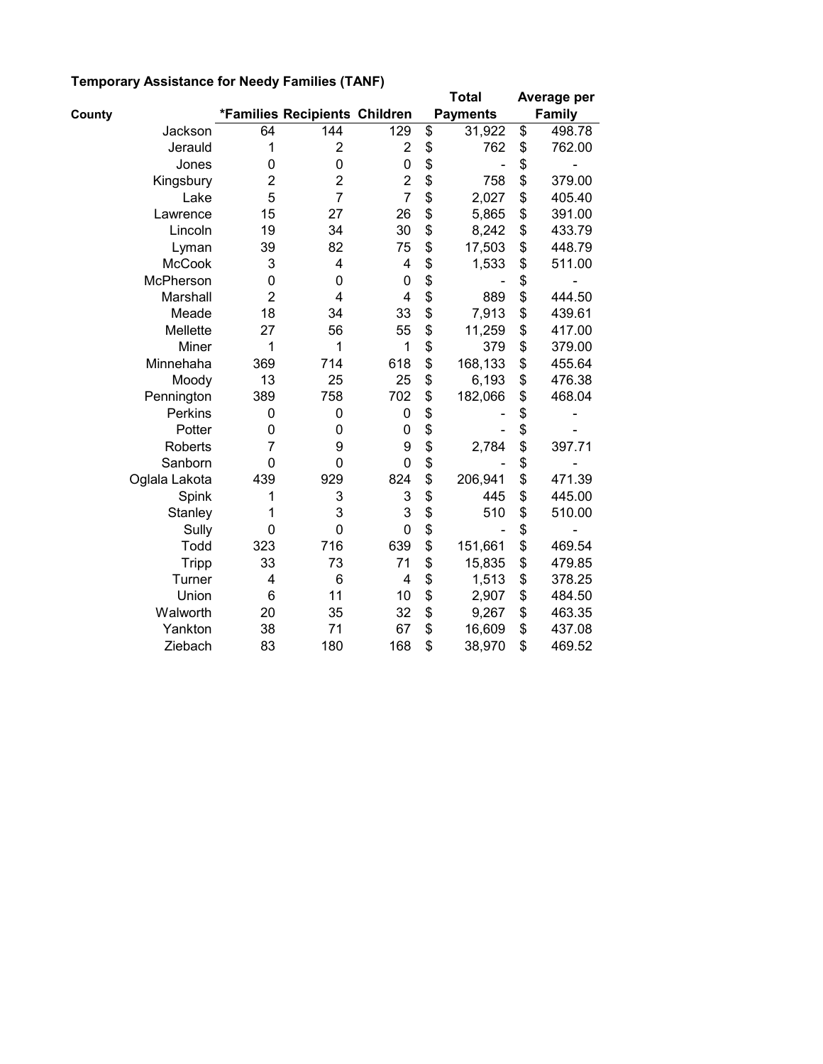**Temporary Assistance for Needy Families (TANF)**

| County | *Families | Recipients | Children | Total Payments | Average per Family |
|---|---|---|---|---|---|
| Jackson | 64 | 144 | 129 | $ 31,922 | $ 498.78 |
| Jerauld | 1 | 2 | 2 | $ 762 | $ 762.00 |
| Jones | 0 | 0 | 0 | $ - | $ - |
| Kingsbury | 2 | 2 | 2 | $ 758 | $ 379.00 |
| Lake | 5 | 7 | 7 | $ 2,027 | $ 405.40 |
| Lawrence | 15 | 27 | 26 | $ 5,865 | $ 391.00 |
| Lincoln | 19 | 34 | 30 | $ 8,242 | $ 433.79 |
| Lyman | 39 | 82 | 75 | $ 17,503 | $ 448.79 |
| McCook | 3 | 4 | 4 | $ 1,533 | $ 511.00 |
| McPherson | 0 | 0 | 0 | $ - | $ - |
| Marshall | 2 | 4 | 4 | $ 889 | $ 444.50 |
| Meade | 18 | 34 | 33 | $ 7,913 | $ 439.61 |
| Mellette | 27 | 56 | 55 | $ 11,259 | $ 417.00 |
| Miner | 1 | 1 | 1 | $ 379 | $ 379.00 |
| Minnehaha | 369 | 714 | 618 | $ 168,133 | $ 455.64 |
| Moody | 13 | 25 | 25 | $ 6,193 | $ 476.38 |
| Pennington | 389 | 758 | 702 | $ 182,066 | $ 468.04 |
| Perkins | 0 | 0 | 0 | $ - | $ - |
| Potter | 0 | 0 | 0 | $ - | $ - |
| Roberts | 7 | 9 | 9 | $ 2,784 | $ 397.71 |
| Sanborn | 0 | 0 | 0 | $ - | $ - |
| Oglala Lakota | 439 | 929 | 824 | $ 206,941 | $ 471.39 |
| Spink | 1 | 3 | 3 | $ 445 | $ 445.00 |
| Stanley | 1 | 3 | 3 | $ 510 | $ 510.00 |
| Sully | 0 | 0 | 0 | $ - | $ - |
| Todd | 323 | 716 | 639 | $ 151,661 | $ 469.54 |
| Tripp | 33 | 73 | 71 | $ 15,835 | $ 479.85 |
| Turner | 4 | 6 | 4 | $ 1,513 | $ 378.25 |
| Union | 6 | 11 | 10 | $ 2,907 | $ 484.50 |
| Walworth | 20 | 35 | 32 | $ 9,267 | $ 463.35 |
| Yankton | 38 | 71 | 67 | $ 16,609 | $ 437.08 |
| Ziebach | 83 | 180 | 168 | $ 38,970 | $ 469.52 |